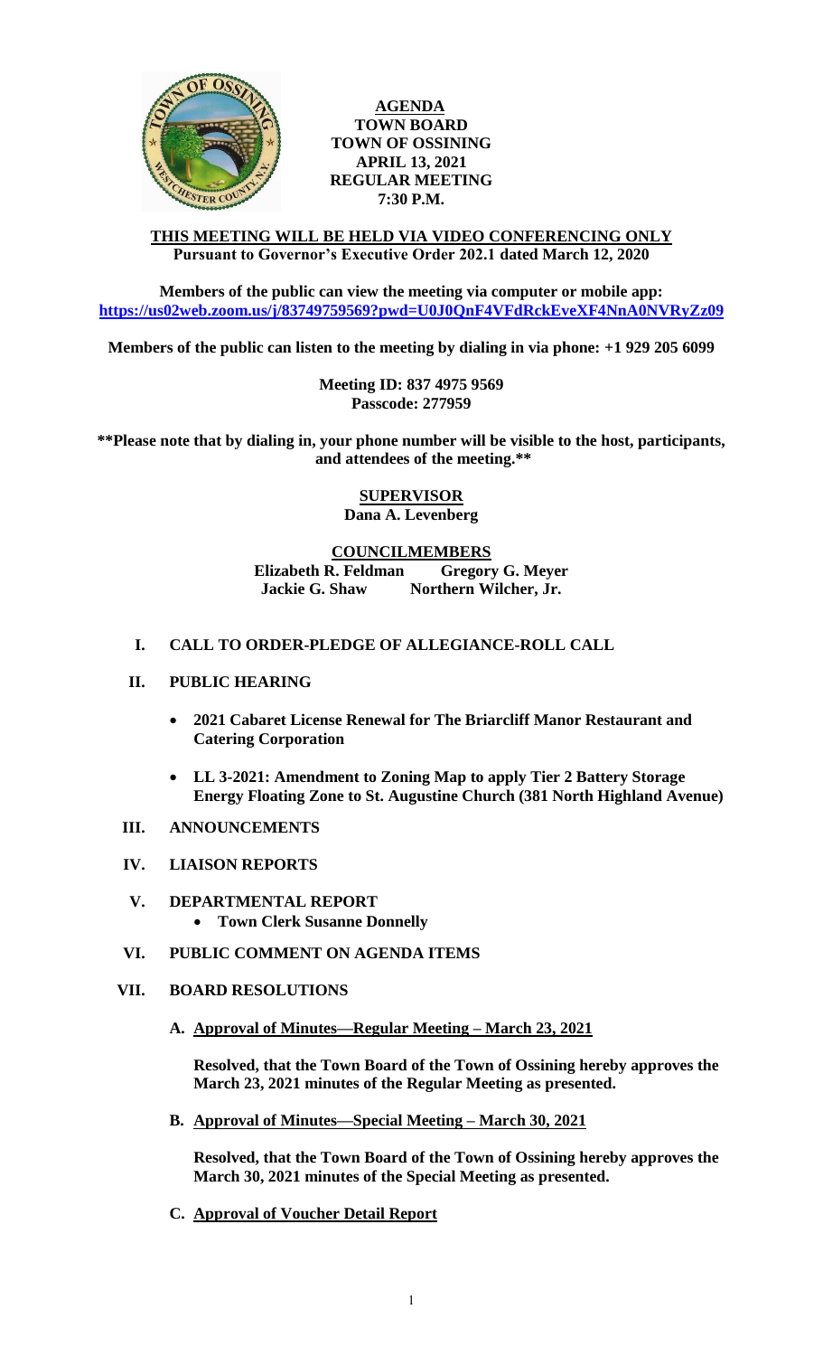**AGENDA**
**TOWN BOARD**
**TOWN OF OSSINING**
**APRIL 13, 2021**
**REGULAR MEETING**
**7:30 P.M.**

**THIS MEETING WILL BE HELD VIA VIDEO CONFERENCING ONLY**
**Pursuant to Governor's Executive Order 202.1 dated March 12, 2020**

**Members of the public can view the meeting via computer or mobile app:**
**https://us02web.zoom.us/j/83749759569?pwd=U0J0QnF4VFdRckEveXF4NnA0NVRyZz09**

**Members of the public can listen to the meeting by dialing in via phone: +1 929 205 6099**

**Meeting ID: 837 4975 9569**
**Passcode: 277959**

**\*\*Please note that by dialing in, your phone number will be visible to the host, participants, and attendees of the meeting.\*\***

**SUPERVISOR**
**Dana A. Levenberg**

**COUNCILMEMBERS**
**Elizabeth R. Feldman — Gregory G. Meyer**
**Jackie G. Shaw — Northern Wilcher, Jr.**

**I. CALL TO ORDER-PLEDGE OF ALLEGIANCE-ROLL CALL**

**II. PUBLIC HEARING**

- **2021 Cabaret License Renewal for The Briarcliff Manor Restaurant and Catering Corporation**
- **LL 3-2021: Amendment to Zoning Map to apply Tier 2 Battery Storage Energy Floating Zone to St. Augustine Church (381 North Highland Avenue)**

**III. ANNOUNCEMENTS**

**IV. LIAISON REPORTS**

**V. DEPARTMENTAL REPORT**

- **Town Clerk Susanne Donnelly**

**VI. PUBLIC COMMENT ON AGENDA ITEMS**

**VII. BOARD RESOLUTIONS**

**A. Approval of Minutes—Regular Meeting – March 23, 2021**

**Resolved, that the Town Board of the Town of Ossining hereby approves the March 23, 2021 minutes of the Regular Meeting as presented.**

**B. Approval of Minutes—Special Meeting – March 30, 2021**

**Resolved, that the Town Board of the Town of Ossining hereby approves the March 30, 2021 minutes of the Special Meeting as presented.**

**C. Approval of Voucher Detail Report**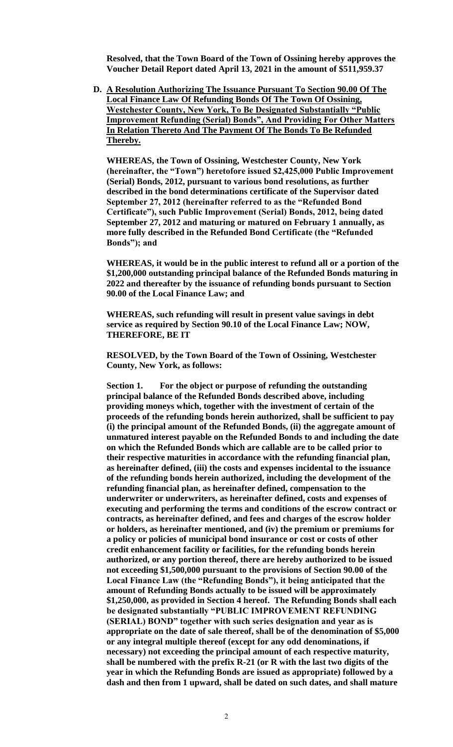**Resolved, that the Town Board of the Town of Ossining hereby approves the Voucher Detail Report dated April 13, 2021 in the amount of $511,959.37**

**D. <u>A Resolution Authorizing The Issuance Pursuant To Section 90.00 Of The Local Finance Law Of Refunding Bonds Of The Town Of Ossining, Westchester County, New York, To Be Designated Substantially "Public Improvement Refunding (Serial) Bonds", And Providing For Other Matters In Relation Thereto And The Payment Of The Bonds To Be Refunded Thereby.</u>**

**WHEREAS, the Town of Ossining, Westchester County, New York (hereinafter, the "Town") heretofore issued $2,425,000 Public Improvement (Serial) Bonds, 2012, pursuant to various bond resolutions, as further described in the bond determinations certificate of the Supervisor dated September 27, 2012 (hereinafter referred to as the "Refunded Bond Certificate"), such Public Improvement (Serial) Bonds, 2012, being dated September 27, 2012 and maturing or matured on February 1 annually, as more fully described in the Refunded Bond Certificate (the "Refunded Bonds"); and**

**WHEREAS, it would be in the public interest to refund all or a portion of the $1,200,000 outstanding principal balance of the Refunded Bonds maturing in 2022 and thereafter by the issuance of refunding bonds pursuant to Section 90.00 of the Local Finance Law; and**

**WHEREAS, such refunding will result in present value savings in debt service as required by Section 90.10 of the Local Finance Law; NOW, THEREFORE, BE IT**

**RESOLVED, by the Town Board of the Town of Ossining, Westchester County, New York, as follows:**

**Section 1. For the object or purpose of refunding the outstanding principal balance of the Refunded Bonds described above, including providing moneys which, together with the investment of certain of the proceeds of the refunding bonds herein authorized, shall be sufficient to pay (i) the principal amount of the Refunded Bonds, (ii) the aggregate amount of unmatured interest payable on the Refunded Bonds to and including the date on which the Refunded Bonds which are callable are to be called prior to their respective maturities in accordance with the refunding financial plan, as hereinafter defined, (iii) the costs and expenses incidental to the issuance of the refunding bonds herein authorized, including the development of the refunding financial plan, as hereinafter defined, compensation to the underwriter or underwriters, as hereinafter defined, costs and expenses of executing and performing the terms and conditions of the escrow contract or contracts, as hereinafter defined, and fees and charges of the escrow holder or holders, as hereinafter mentioned, and (iv) the premium or premiums for a policy or policies of municipal bond insurance or cost or costs of other credit enhancement facility or facilities, for the refunding bonds herein authorized, or any portion thereof, there are hereby authorized to be issued not exceeding $1,500,000 pursuant to the provisions of Section 90.00 of the Local Finance Law (the "Refunding Bonds"), it being anticipated that the amount of Refunding Bonds actually to be issued will be approximately $1,250,000, as provided in Section 4 hereof. The Refunding Bonds shall each be designated substantially "PUBLIC IMPROVEMENT REFUNDING (SERIAL) BOND" together with such series designation and year as is appropriate on the date of sale thereof, shall be of the denomination of $5,000 or any integral multiple thereof (except for any odd denominations, if necessary) not exceeding the principal amount of each respective maturity, shall be numbered with the prefix R-21 (or R with the last two digits of the year in which the Refunding Bonds are issued as appropriate) followed by a dash and then from 1 upward, shall be dated on such dates, and shall mature**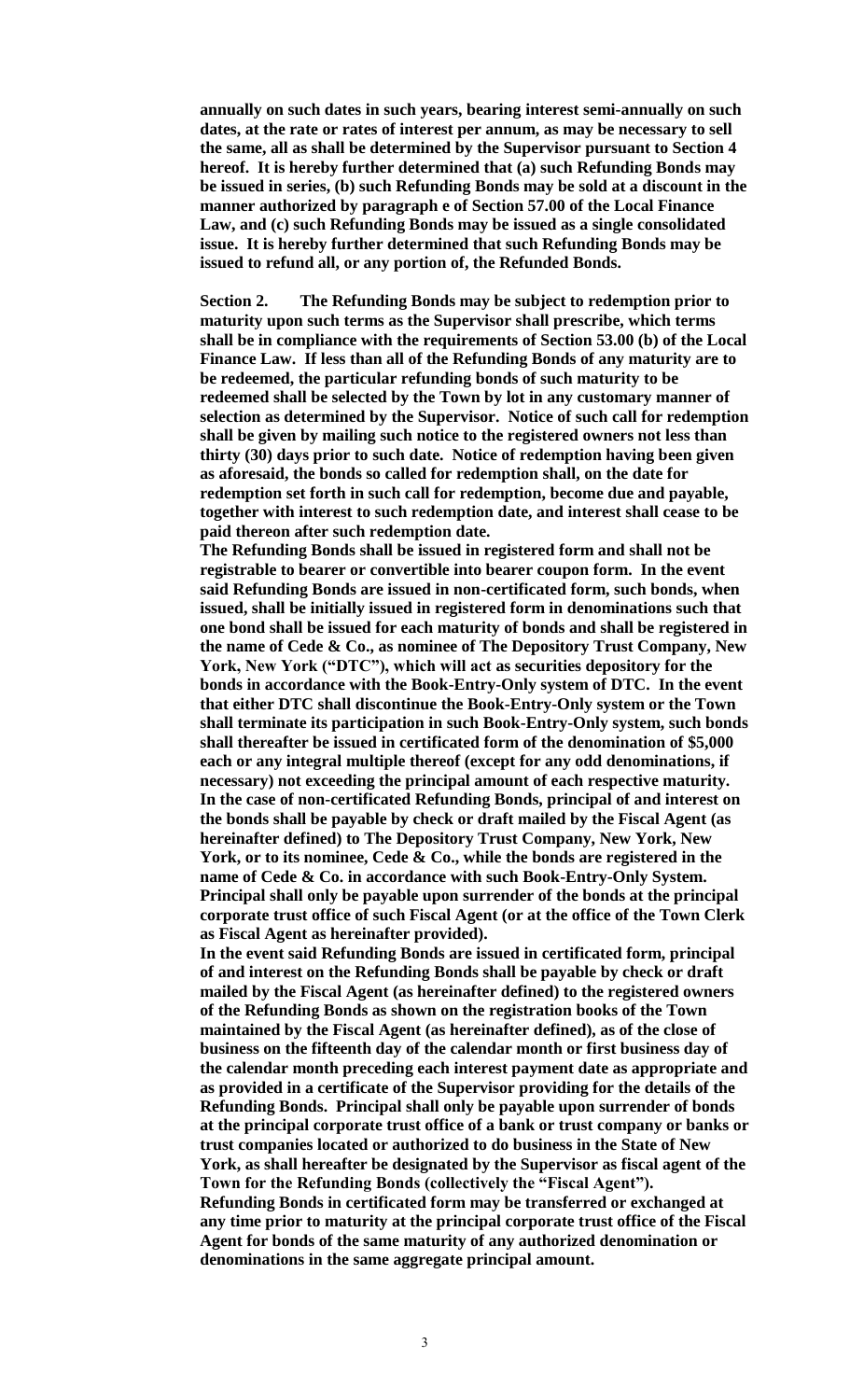**annually on such dates in such years, bearing interest semi-annually on such dates, at the rate or rates of interest per annum, as may be necessary to sell the same, all as shall be determined by the Supervisor pursuant to Section 4 hereof. It is hereby further determined that (a) such Refunding Bonds may be issued in series, (b) such Refunding Bonds may be sold at a discount in the manner authorized by paragraph e of Section 57.00 of the Local Finance Law, and (c) such Refunding Bonds may be issued as a single consolidated issue. It is hereby further determined that such Refunding Bonds may be issued to refund all, or any portion of, the Refunded Bonds.**

**Section 2. The Refunding Bonds may be subject to redemption prior to maturity upon such terms as the Supervisor shall prescribe, which terms shall be in compliance with the requirements of Section 53.00 (b) of the Local Finance Law. If less than all of the Refunding Bonds of any maturity are to be redeemed, the particular refunding bonds of such maturity to be redeemed shall be selected by the Town by lot in any customary manner of selection as determined by the Supervisor. Notice of such call for redemption shall be given by mailing such notice to the registered owners not less than thirty (30) days prior to such date. Notice of redemption having been given as aforesaid, the bonds so called for redemption shall, on the date for redemption set forth in such call for redemption, become due and payable, together with interest to such redemption date, and interest shall cease to be paid thereon after such redemption date.**

**The Refunding Bonds shall be issued in registered form and shall not be registrable to bearer or convertible into bearer coupon form. In the event said Refunding Bonds are issued in non-certificated form, such bonds, when issued, shall be initially issued in registered form in denominations such that one bond shall be issued for each maturity of bonds and shall be registered in the name of Cede & Co., as nominee of The Depository Trust Company, New York, New York ("DTC"), which will act as securities depository for the bonds in accordance with the Book-Entry-Only system of DTC. In the event that either DTC shall discontinue the Book-Entry-Only system or the Town shall terminate its participation in such Book-Entry-Only system, such bonds shall thereafter be issued in certificated form of the denomination of $5,000 each or any integral multiple thereof (except for any odd denominations, if necessary) not exceeding the principal amount of each respective maturity. In the case of non-certificated Refunding Bonds, principal of and interest on the bonds shall be payable by check or draft mailed by the Fiscal Agent (as hereinafter defined) to The Depository Trust Company, New York, New York, or to its nominee, Cede & Co., while the bonds are registered in the name of Cede & Co. in accordance with such Book-Entry-Only System. Principal shall only be payable upon surrender of the bonds at the principal corporate trust office of such Fiscal Agent (or at the office of the Town Clerk as Fiscal Agent as hereinafter provided).**

**In the event said Refunding Bonds are issued in certificated form, principal of and interest on the Refunding Bonds shall be payable by check or draft mailed by the Fiscal Agent (as hereinafter defined) to the registered owners of the Refunding Bonds as shown on the registration books of the Town maintained by the Fiscal Agent (as hereinafter defined), as of the close of business on the fifteenth day of the calendar month or first business day of the calendar month preceding each interest payment date as appropriate and as provided in a certificate of the Supervisor providing for the details of the Refunding Bonds. Principal shall only be payable upon surrender of bonds at the principal corporate trust office of a bank or trust company or banks or trust companies located or authorized to do business in the State of New York, as shall hereafter be designated by the Supervisor as fiscal agent of the Town for the Refunding Bonds (collectively the "Fiscal Agent").**

**Refunding Bonds in certificated form may be transferred or exchanged at any time prior to maturity at the principal corporate trust office of the Fiscal Agent for bonds of the same maturity of any authorized denomination or denominations in the same aggregate principal amount.**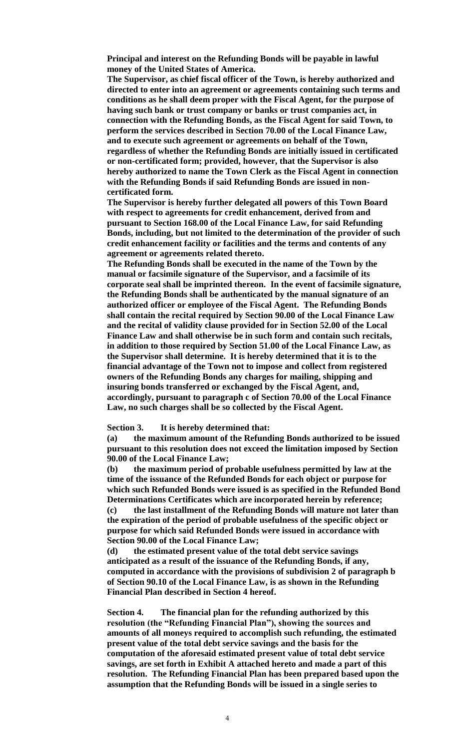**Principal and interest on the Refunding Bonds will be payable in lawful money of the United States of America.**

**The Supervisor, as chief fiscal officer of the Town, is hereby authorized and directed to enter into an agreement or agreements containing such terms and conditions as he shall deem proper with the Fiscal Agent, for the purpose of having such bank or trust company or banks or trust companies act, in connection with the Refunding Bonds, as the Fiscal Agent for said Town, to perform the services described in Section 70.00 of the Local Finance Law, and to execute such agreement or agreements on behalf of the Town, regardless of whether the Refunding Bonds are initially issued in certificated or non-certificated form; provided, however, that the Supervisor is also hereby authorized to name the Town Clerk as the Fiscal Agent in connection with the Refunding Bonds if said Refunding Bonds are issued in non-certificated form.**

**The Supervisor is hereby further delegated all powers of this Town Board with respect to agreements for credit enhancement, derived from and pursuant to Section 168.00 of the Local Finance Law, for said Refunding Bonds, including, but not limited to the determination of the provider of such credit enhancement facility or facilities and the terms and contents of any agreement or agreements related thereto.**

**The Refunding Bonds shall be executed in the name of the Town by the manual or facsimile signature of the Supervisor, and a facsimile of its corporate seal shall be imprinted thereon. In the event of facsimile signature, the Refunding Bonds shall be authenticated by the manual signature of an authorized officer or employee of the Fiscal Agent. The Refunding Bonds shall contain the recital required by Section 90.00 of the Local Finance Law and the recital of validity clause provided for in Section 52.00 of the Local Finance Law and shall otherwise be in such form and contain such recitals, in addition to those required by Section 51.00 of the Local Finance Law, as the Supervisor shall determine. It is hereby determined that it is to the financial advantage of the Town not to impose and collect from registered owners of the Refunding Bonds any charges for mailing, shipping and insuring bonds transferred or exchanged by the Fiscal Agent, and, accordingly, pursuant to paragraph c of Section 70.00 of the Local Finance Law, no such charges shall be so collected by the Fiscal Agent.**

**Section 3. It is hereby determined that:**

**(a) the maximum amount of the Refunding Bonds authorized to be issued pursuant to this resolution does not exceed the limitation imposed by Section 90.00 of the Local Finance Law;**

**(b) the maximum period of probable usefulness permitted by law at the time of the issuance of the Refunded Bonds for each object or purpose for which such Refunded Bonds were issued is as specified in the Refunded Bond Determinations Certificates which are incorporated herein by reference;**

**(c) the last installment of the Refunding Bonds will mature not later than the expiration of the period of probable usefulness of the specific object or purpose for which said Refunded Bonds were issued in accordance with Section 90.00 of the Local Finance Law;**

**(d) the estimated present value of the total debt service savings anticipated as a result of the issuance of the Refunding Bonds, if any, computed in accordance with the provisions of subdivision 2 of paragraph b of Section 90.10 of the Local Finance Law, is as shown in the Refunding Financial Plan described in Section 4 hereof.**

**Section 4. The financial plan for the refunding authorized by this resolution (the "Refunding Financial Plan"), showing the sources and amounts of all moneys required to accomplish such refunding, the estimated present value of the total debt service savings and the basis for the computation of the aforesaid estimated present value of total debt service savings, are set forth in Exhibit A attached hereto and made a part of this resolution. The Refunding Financial Plan has been prepared based upon the assumption that the Refunding Bonds will be issued in a single series to**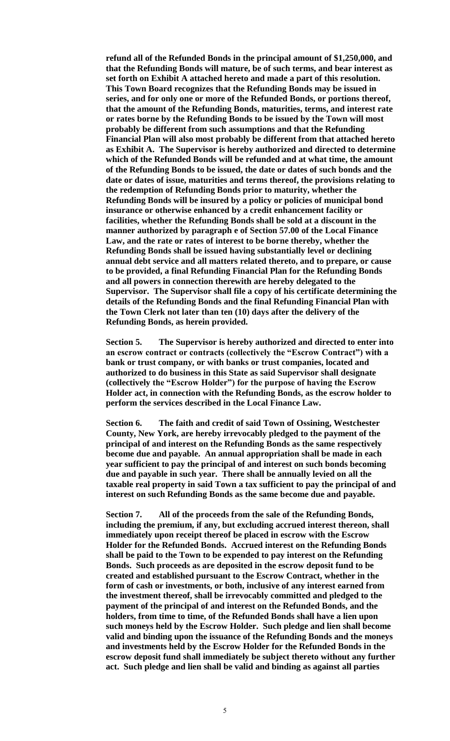**refund all of the Refunded Bonds in the principal amount of $1,250,000, and that the Refunding Bonds will mature, be of such terms, and bear interest as set forth on Exhibit A attached hereto and made a part of this resolution. This Town Board recognizes that the Refunding Bonds may be issued in series, and for only one or more of the Refunded Bonds, or portions thereof, that the amount of the Refunding Bonds, maturities, terms, and interest rate or rates borne by the Refunding Bonds to be issued by the Town will most probably be different from such assumptions and that the Refunding Financial Plan will also most probably be different from that attached hereto as Exhibit A. The Supervisor is hereby authorized and directed to determine which of the Refunded Bonds will be refunded and at what time, the amount of the Refunding Bonds to be issued, the date or dates of such bonds and the date or dates of issue, maturities and terms thereof, the provisions relating to the redemption of Refunding Bonds prior to maturity, whether the Refunding Bonds will be insured by a policy or policies of municipal bond insurance or otherwise enhanced by a credit enhancement facility or facilities, whether the Refunding Bonds shall be sold at a discount in the manner authorized by paragraph e of Section 57.00 of the Local Finance Law, and the rate or rates of interest to be borne thereby, whether the Refunding Bonds shall be issued having substantially level or declining annual debt service and all matters related thereto, and to prepare, or cause to be provided, a final Refunding Financial Plan for the Refunding Bonds and all powers in connection therewith are hereby delegated to the Supervisor. The Supervisor shall file a copy of his certificate determining the details of the Refunding Bonds and the final Refunding Financial Plan with the Town Clerk not later than ten (10) days after the delivery of the Refunding Bonds, as herein provided.**

**Section 5. The Supervisor is hereby authorized and directed to enter into an escrow contract or contracts (collectively the "Escrow Contract") with a bank or trust company, or with banks or trust companies, located and authorized to do business in this State as said Supervisor shall designate (collectively the "Escrow Holder") for the purpose of having the Escrow Holder act, in connection with the Refunding Bonds, as the escrow holder to perform the services described in the Local Finance Law.**

**Section 6. The faith and credit of said Town of Ossining, Westchester County, New York, are hereby irrevocably pledged to the payment of the principal of and interest on the Refunding Bonds as the same respectively become due and payable. An annual appropriation shall be made in each year sufficient to pay the principal of and interest on such bonds becoming due and payable in such year. There shall be annually levied on all the taxable real property in said Town a tax sufficient to pay the principal of and interest on such Refunding Bonds as the same become due and payable.**

**Section 7. All of the proceeds from the sale of the Refunding Bonds, including the premium, if any, but excluding accrued interest thereon, shall immediately upon receipt thereof be placed in escrow with the Escrow Holder for the Refunded Bonds. Accrued interest on the Refunding Bonds shall be paid to the Town to be expended to pay interest on the Refunding Bonds. Such proceeds as are deposited in the escrow deposit fund to be created and established pursuant to the Escrow Contract, whether in the form of cash or investments, or both, inclusive of any interest earned from the investment thereof, shall be irrevocably committed and pledged to the payment of the principal of and interest on the Refunded Bonds, and the holders, from time to time, of the Refunded Bonds shall have a lien upon such moneys held by the Escrow Holder. Such pledge and lien shall become valid and binding upon the issuance of the Refunding Bonds and the moneys and investments held by the Escrow Holder for the Refunded Bonds in the escrow deposit fund shall immediately be subject thereto without any further act. Such pledge and lien shall be valid and binding as against all parties**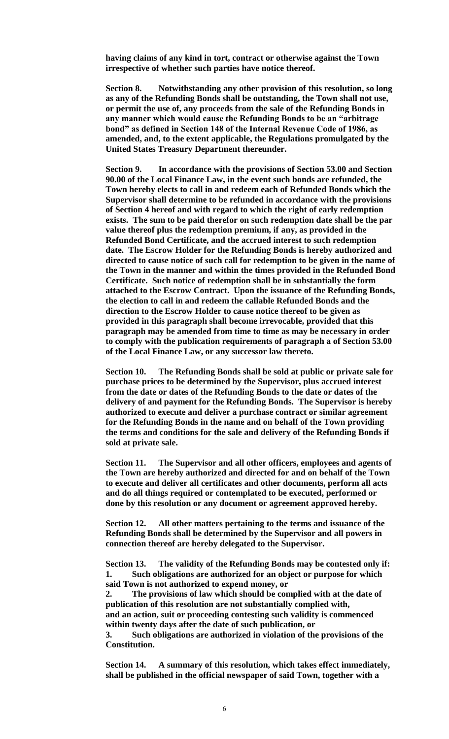**having claims of any kind in tort, contract or otherwise against the Town irrespective of whether such parties have notice thereof.**

**Section 8. Notwithstanding any other provision of this resolution, so long as any of the Refunding Bonds shall be outstanding, the Town shall not use, or permit the use of, any proceeds from the sale of the Refunding Bonds in any manner which would cause the Refunding Bonds to be an "arbitrage bond" as defined in Section 148 of the Internal Revenue Code of 1986, as amended, and, to the extent applicable, the Regulations promulgated by the United States Treasury Department thereunder.**

**Section 9. In accordance with the provisions of Section 53.00 and Section 90.00 of the Local Finance Law, in the event such bonds are refunded, the Town hereby elects to call in and redeem each of Refunded Bonds which the Supervisor shall determine to be refunded in accordance with the provisions of Section 4 hereof and with regard to which the right of early redemption exists. The sum to be paid therefor on such redemption date shall be the par value thereof plus the redemption premium, if any, as provided in the Refunded Bond Certificate, and the accrued interest to such redemption date. The Escrow Holder for the Refunding Bonds is hereby authorized and directed to cause notice of such call for redemption to be given in the name of the Town in the manner and within the times provided in the Refunded Bond Certificate. Such notice of redemption shall be in substantially the form attached to the Escrow Contract. Upon the issuance of the Refunding Bonds, the election to call in and redeem the callable Refunded Bonds and the direction to the Escrow Holder to cause notice thereof to be given as provided in this paragraph shall become irrevocable, provided that this paragraph may be amended from time to time as may be necessary in order to comply with the publication requirements of paragraph a of Section 53.00 of the Local Finance Law, or any successor law thereto.**

**Section 10. The Refunding Bonds shall be sold at public or private sale for purchase prices to be determined by the Supervisor, plus accrued interest from the date or dates of the Refunding Bonds to the date or dates of the delivery of and payment for the Refunding Bonds. The Supervisor is hereby authorized to execute and deliver a purchase contract or similar agreement for the Refunding Bonds in the name and on behalf of the Town providing the terms and conditions for the sale and delivery of the Refunding Bonds if sold at private sale.**

**Section 11. The Supervisor and all other officers, employees and agents of the Town are hereby authorized and directed for and on behalf of the Town to execute and deliver all certificates and other documents, perform all acts and do all things required or contemplated to be executed, performed or done by this resolution or any document or agreement approved hereby.**

**Section 12. All other matters pertaining to the terms and issuance of the Refunding Bonds shall be determined by the Supervisor and all powers in connection thereof are hereby delegated to the Supervisor.**

**Section 13. The validity of the Refunding Bonds may be contested only if:**
**1. Such obligations are authorized for an object or purpose for which said Town is not authorized to expend money, or**
**2. The provisions of law which should be complied with at the date of publication of this resolution are not substantially complied with,**
**and an action, suit or proceeding contesting such validity is commenced within twenty days after the date of such publication, or**
**3. Such obligations are authorized in violation of the provisions of the Constitution.**

**Section 14. A summary of this resolution, which takes effect immediately, shall be published in the official newspaper of said Town, together with a**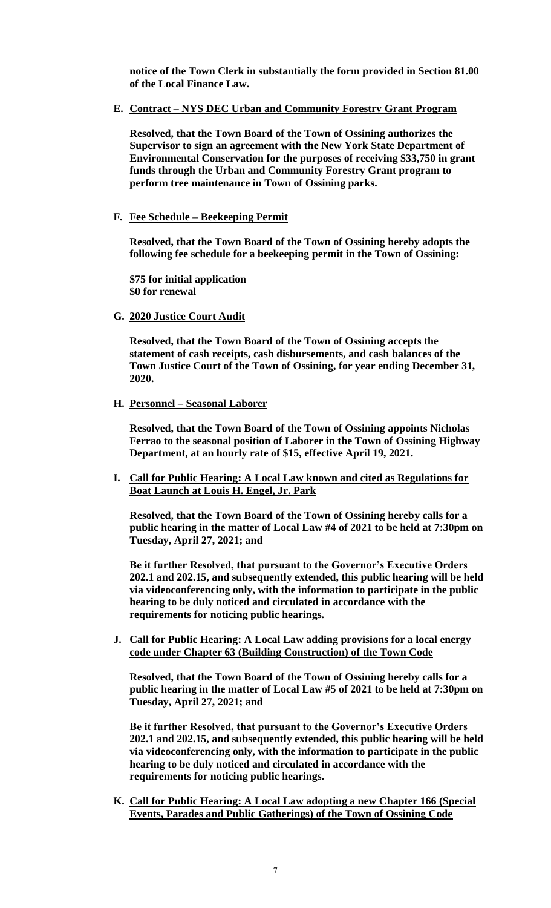**notice of the Town Clerk in substantially the form provided in Section 81.00 of the Local Finance Law.**

**E. Contract – NYS DEC Urban and Community Forestry Grant Program**

**Resolved, that the Town Board of the Town of Ossining authorizes the Supervisor to sign an agreement with the New York State Department of Environmental Conservation for the purposes of receiving $33,750 in grant funds through the Urban and Community Forestry Grant program to perform tree maintenance in Town of Ossining parks.**

**F. Fee Schedule – Beekeeping Permit**

**Resolved, that the Town Board of the Town of Ossining hereby adopts the following fee schedule for a beekeeping permit in the Town of Ossining:**

**$75 for initial application**
**$0 for renewal**

**G. 2020 Justice Court Audit**

**Resolved, that the Town Board of the Town of Ossining accepts the statement of cash receipts, cash disbursements, and cash balances of the Town Justice Court of the Town of Ossining, for year ending December 31, 2020.**

**H. Personnel – Seasonal Laborer**

**Resolved, that the Town Board of the Town of Ossining appoints Nicholas Ferrao to the seasonal position of Laborer in the Town of Ossining Highway Department, at an hourly rate of $15, effective April 19, 2021.**

**I. Call for Public Hearing: A Local Law known and cited as Regulations for Boat Launch at Louis H. Engel, Jr. Park**

**Resolved, that the Town Board of the Town of Ossining hereby calls for a public hearing in the matter of Local Law #4 of 2021 to be held at 7:30pm on Tuesday, April 27, 2021; and**

**Be it further Resolved, that pursuant to the Governor's Executive Orders 202.1 and 202.15, and subsequently extended, this public hearing will be held via videoconferencing only, with the information to participate in the public hearing to be duly noticed and circulated in accordance with the requirements for noticing public hearings.**

**J. Call for Public Hearing: A Local Law adding provisions for a local energy code under Chapter 63 (Building Construction) of the Town Code**

**Resolved, that the Town Board of the Town of Ossining hereby calls for a public hearing in the matter of Local Law #5 of 2021 to be held at 7:30pm on Tuesday, April 27, 2021; and**

**Be it further Resolved, that pursuant to the Governor's Executive Orders 202.1 and 202.15, and subsequently extended, this public hearing will be held via videoconferencing only, with the information to participate in the public hearing to be duly noticed and circulated in accordance with the requirements for noticing public hearings.**

**K. Call for Public Hearing: A Local Law adopting a new Chapter 166 (Special Events, Parades and Public Gatherings) of the Town of Ossining Code**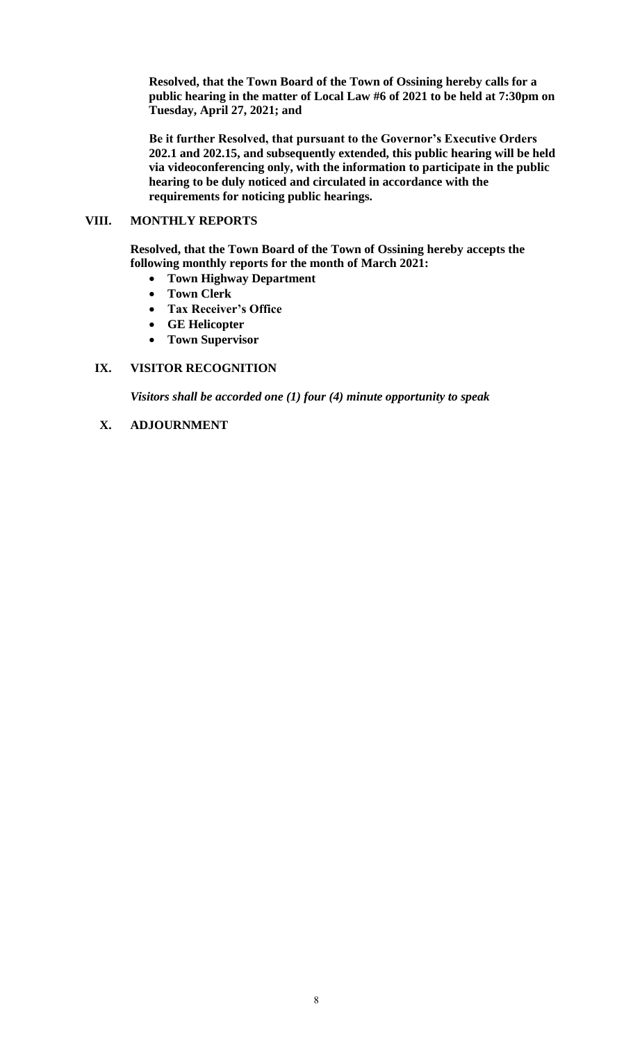**Resolved, that the Town Board of the Town of Ossining hereby calls for a public hearing in the matter of Local Law #6 of 2021 to be held at 7:30pm on Tuesday, April 27, 2021; and**

**Be it further Resolved, that pursuant to the Governor's Executive Orders 202.1 and 202.15, and subsequently extended, this public hearing will be held via videoconferencing only, with the information to participate in the public hearing to be duly noticed and circulated in accordance with the requirements for noticing public hearings.**

## VIII. MONTHLY REPORTS

**Resolved, that the Town Board of the Town of Ossining hereby accepts the following monthly reports for the month of March 2021:**

- **Town Highway Department**
- **Town Clerk**
- **Tax Receiver's Office**
- **GE Helicopter**
- **Town Supervisor**

## IX. VISITOR RECOGNITION

***Visitors shall be accorded one (1) four (4) minute opportunity to speak***

## X. ADJOURNMENT